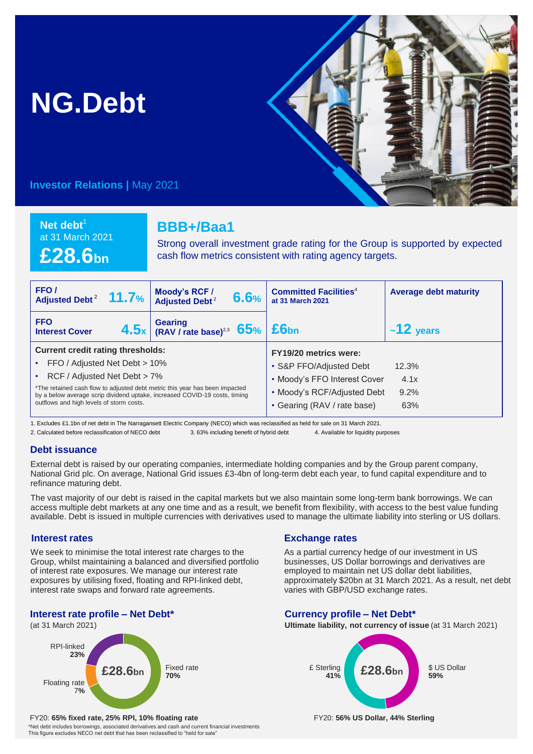# NG.Debt

**Investor Relations |** May 2021

**Net debt**[1] at 31 March 2021

**£28.6bn**

## BBB+/Baa1

Strong overall investment grade rating for the Group is supported by expected cash flow metrics consistent with rating agency targets.

| FFO / Adjusted Debt[2] | 11.7% | Moody's RCF / Adjusted Debt[2] | 6.6% | Committed Facilities[4] at 31 March 2021 | Average debt maturity |
|---|---|---|---|---|---|
| FFO Interest Cover | 4.5x | Gearing (RAV / rate base)[2,3] | 65% | £6bn | ~12 years |

**Current credit rating thresholds:**

- FFO / Adjusted Net Debt > 10%
- RCF / Adjusted Net Debt > 7%

*The retained cash flow to adjusted debt metric this year has been impacted by a below average scrip dividend uptake, increased COVID-19 costs, timing outflows and high levels of storm costs.

**FY19/20 metrics were:**

| Metric | Value |
|---|---|
| S&P FFO/Adjusted Debt | 12.3% |
| Moody's FFO Interest Cover | 4.1x |
| Moody's RCF/Adjusted Debt | 9.2% |
| Gearing (RAV / rate base) | 63% |

1. Excludes £1.1bn of net debt in The Narragansett Electric Company (NECO) which was reclassified as held for sale on 31 March 2021.
2. Calculated before reclassification of NECO debt
3. 63% including benefit of hybrid debt
4. Available for liquidity purposes

## Debt issuance

External debt is raised by our operating companies, intermediate holding companies and by the Group parent company, National Grid plc. On average, National Grid issues £3-4bn of long-term debt each year, to fund capital expenditure and to refinance maturing debt.

The vast majority of our debt is raised in the capital markets but we also maintain some long-term bank borrowings. We can access multiple debt markets at any one time and as a result, we benefit from flexibility, with access to the best value funding available. Debt is issued in multiple currencies with derivatives used to manage the ultimate liability into sterling or US dollars.

## Interest rates

We seek to minimise the total interest rate charges to the Group, whilst maintaining a balanced and diversified portfolio of interest rate exposures. We manage our interest rate exposures by utilising fixed, floating and RPI-linked debt, interest rate swaps and forward rate agreements.

### Interest rate profile – Net Debt*

(at 31 March 2021)

£28.6bn

- Fixed rate **70%**
- RPI-linked **23%**
- Floating rate **7%**

FY20: **65% fixed rate, 25% RPI, 10% floating rate**

*Net debt includes borrowings, associated derivatives and cash and current financial investments
This figure excludes NECO net debt that has been reclassified to "held for sale"

## Exchange rates

As a partial currency hedge of our investment in US businesses, US Dollar borrowings and derivatives are employed to maintain net US dollar debt liabilities, approximately $20bn at 31 March 2021. As a result, net debt varies with GBP/USD exchange rates.

### Currency profile – Net Debt*

**Ultimate liability, not currency of issue** (at 31 March 2021)

£28.6bn

- $ US Dollar **59%**
- £ Sterling **41%**

FY20: **56% US Dollar, 44% Sterling**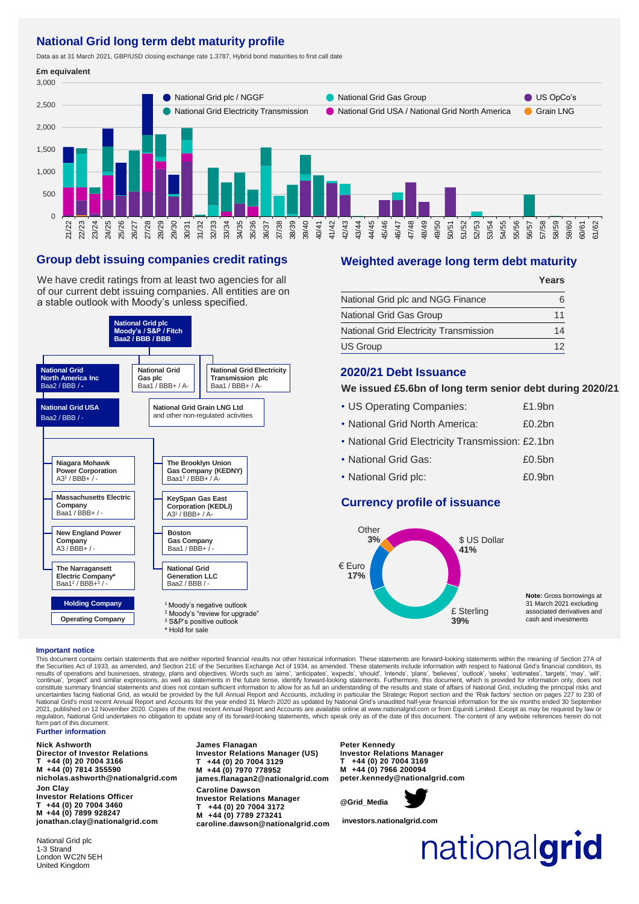## National Grid long term debt maturity profile

Data as at 31 March 2021, GBP/USD closing exchange rate 1.3787, Hybrid bond maturities to first call date

£m equivalent

3,000
2,500
2,000
1,500
1,000
500
0

National Grid plc / NGGF
National Grid Electricity Transmission
National Grid Gas Group
National Grid USA / National Grid North America
US OpCo's
Grain LNG

21/22 22/23 23/24 24/25 25/26 26/27 27/28 28/29 29/30 30/31 31/32 32/33 33/34 34/35 35/36 36/37 37/38 38/39 39/40 40/41 41/42 42/43 43/44 44/45 45/46 46/47 47/48 48/49 49/50 50/51 51/52 52/53 53/54 54/55 55/56 56/57 57/58 58/59 59/60 60/61 61/62

## Group debt issuing companies credit ratings

We have credit ratings from at least two agencies for all of our current debt issuing companies. All entities are on a stable outlook with Moody's unless specified.

**National Grid plc**
**Moody's / S&P / Fitch**
**Baa2 / BBB / BBB**

**National Grid North America Inc**
Baa2 / BBB / -

**National Grid Gas plc**
Baa1 / BBB+ / A-

**National Grid Electricity Transmission plc**
Baa1 / BBB+ / A-

**National Grid USA**
Baa2 / BBB / -

**National Grid Grain LNG Ltd**
and other non-regulated activities

**Niagara Mohawk Power Corporation**
A3[1] / BBB+ / -

**The Brooklyn Union Gas Company (KEDNY)**
Baa1[1] / BBB+ / A-

**Massachusetts Electric Company**
Baa1 / BBB+ / -

**KeySpan Gas East Corporation (KEDLI)**
A3[1] / BBB+ / A-

**New England Power Company**
A3 / BBB+ / -

**Boston Gas Company**
Baa1 / BBB+ / -

**The Narragansett Electric Company***
Baa1[2] / BBB+[3] / -

**National Grid Generation LLC**
Baa2 / BBB / -

**Holding Company**
**Operating Company**

[1] Moody's negative outlook
[2] Moody's "review for upgrade"
[3] S&P's positive outlook
* Hold for sale

## Weighted average long term debt maturity

| | Years |
|---|---|
| National Grid plc and NGG Finance | 6 |
| National Grid Gas Group | 11 |
| National Grid Electricity Transmission | 14 |
| US Group | 12 |

## 2020/21 Debt Issuance

**We issued £5.6bn of long term senior debt during 2020/21**

- US Operating Companies: £1.9bn
- National Grid North America: £0.2bn
- National Grid Electricity Transmission: £2.1bn
- National Grid Gas: £0.5bn
- National Grid plc: £0.9bn

## Currency profile of issuance

Other **3%**
$ US Dollar **41%**
€ Euro **17%**
£ Sterling **39%**

**Note:** Gross borrowings at 31 March 2021 excluding associated derivatives and cash and investments

**Important notice**

This document contains certain statements that are neither reported financial results nor other historical information. These statements are forward-looking statements within the meaning of Section 27A of the Securities Act of 1933, as amended, and Section 21E of the Securities Exchange Act of 1934, as amended. These statements include information with respect to National Grid's financial condition, its results of operations and businesses, strategy, plans and objectives. Words such as 'aims', 'anticipates', 'expects', 'should', 'intends', 'plans', 'believes', 'outlook', 'seeks', 'estimates', 'targets', 'may', 'will', 'continue', 'project' and similar expressions, as well as statements in the future tense, identify forward-looking statements. Furthermore, this document, which is provided for information only, does not constitute summary financial statements and does not contain sufficient information to allow for as full an understanding of the results and state of affairs of National Grid, including the principal risks and uncertainties facing National Grid, as would be provided by the full Annual Report and Accounts, including in particular the Strategic Report section and the 'Risk factors' section on pages 227 to 230 of National Grid's most recent Annual Report and Accounts for the year ended 31 March 2020 as updated by National Grid's unaudited half-year financial information for the six months ended 30 September 2021, published on 12 November 2020. Copies of the most recent Annual Report and Accounts are available online at www.nationalgrid.com or from Equiniti Limited. Except as may be required by law or regulation, National Grid undertakes no obligation to update any of its forward-looking statements, which speak only as of the date of this document. The content of any website references herein do not form part of this document.

**Further information**

**Nick Ashworth**
**Director of Investor Relations**
**T +44 (0) 20 7004 3166**
**M +44 (0) 7814 355590**
**nicholas.ashworth@nationalgrid.com**

**Jon Clay**
**Investor Relations Officer**
**T +44 (0) 20 7004 3460**
**M +44 (0) 7899 928247**
**jonathan.clay@nationalgrid.com**

**James Flanagan**
**Investor Relations Manager (US)**
**T +44 (0) 20 7004 3129**
**M +44 (0) 7970 778952**
**james.flanagan2@nationalgrid.com**

**Caroline Dawson**
**Investor Relations Manager**
**T +44 (0) 20 7004 3172**
**M +44 (0) 7789 273241**
**caroline.dawson@nationalgrid.com**

**Peter Kennedy**
**Investor Relations Manager**
**T +44 (0) 20 7004 3169**
**M +44 (0) 7966 200094**
**peter.kennedy@nationalgrid.com**

**@Grid_Media**

**investors.nationalgrid.com**

National Grid plc
1-3 Strand
London WC2N 5EH
United Kingdom

nationalgrid